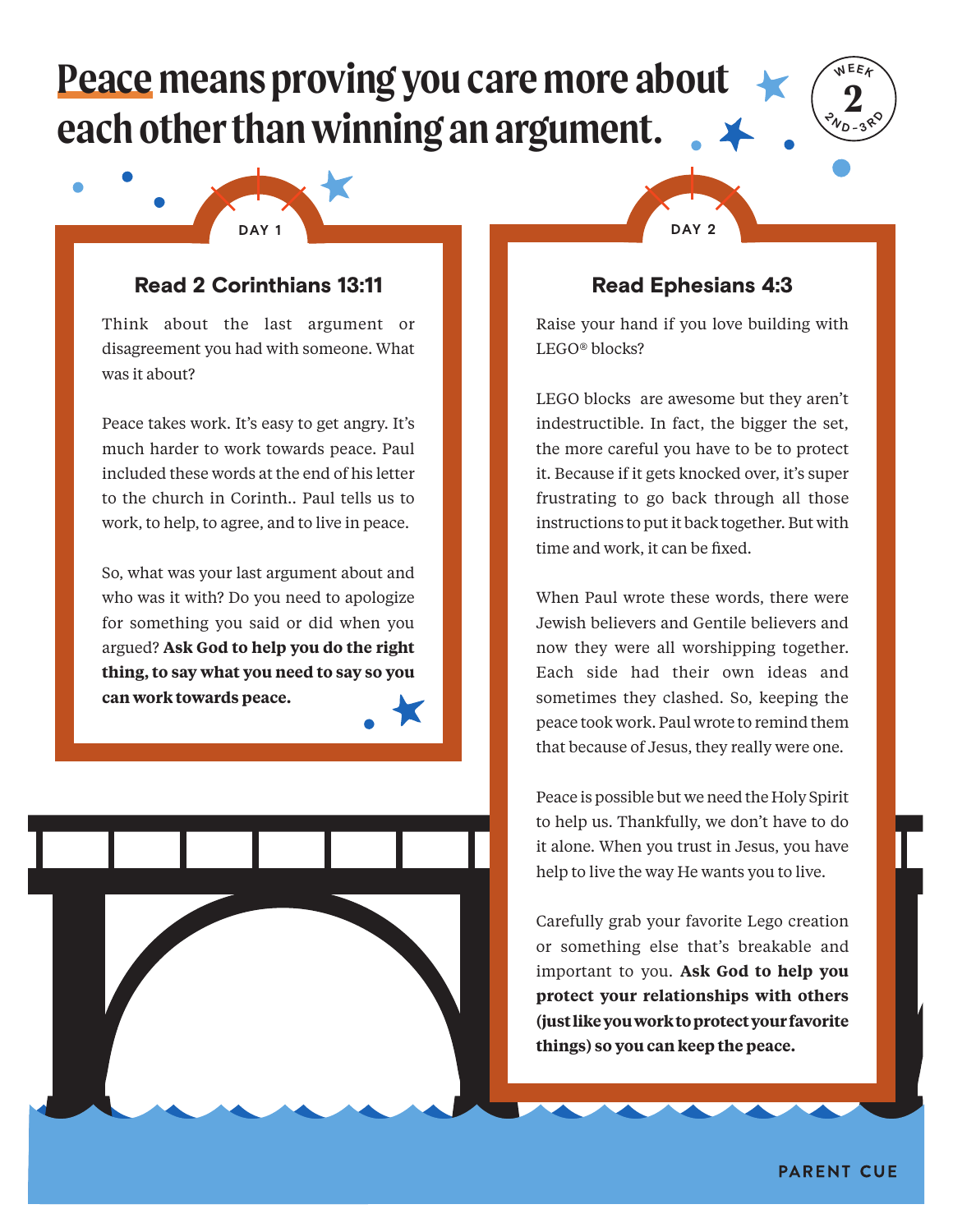# Peace means proving you care more about each other than winning an argument.

WEEK 2
2ND-3RD

## DAY 1

### Read 2 Corinthians 13:11

Think about the last argument or disagreement you had with someone. What was it about?

Peace takes work. It's easy to get angry. It's much harder to work towards peace. Paul included these words at the end of his letter to the church in Corinth.. Paul tells us to work, to help, to agree, and to live in peace.

So, what was your last argument about and who was it with? Do you need to apologize for something you said or did when you argued? **Ask God to help you do the right thing, to say what you need to say so you can work towards peace.**

## DAY 2

### Read Ephesians 4:3

Raise your hand if you love building with LEGO® blocks?

LEGO blocks are awesome but they aren't indestructible. In fact, the bigger the set, the more careful you have to be to protect it. Because if it gets knocked over, it's super frustrating to go back through all those instructions to put it back together. But with time and work, it can be fixed.

When Paul wrote these words, there were Jewish believers and Gentile believers and now they were all worshipping together. Each side had their own ideas and sometimes they clashed. So, keeping the peace took work. Paul wrote to remind them that because of Jesus, they really were one.

Peace is possible but we need the Holy Spirit to help us. Thankfully, we don't have to do it alone. When you trust in Jesus, you have help to live the way He wants you to live.

Carefully grab your favorite Lego creation or something else that's breakable and important to you. **Ask God to help you protect your relationships with others (just like you work to protect your favorite things) so you can keep the peace.**

PARENT CUE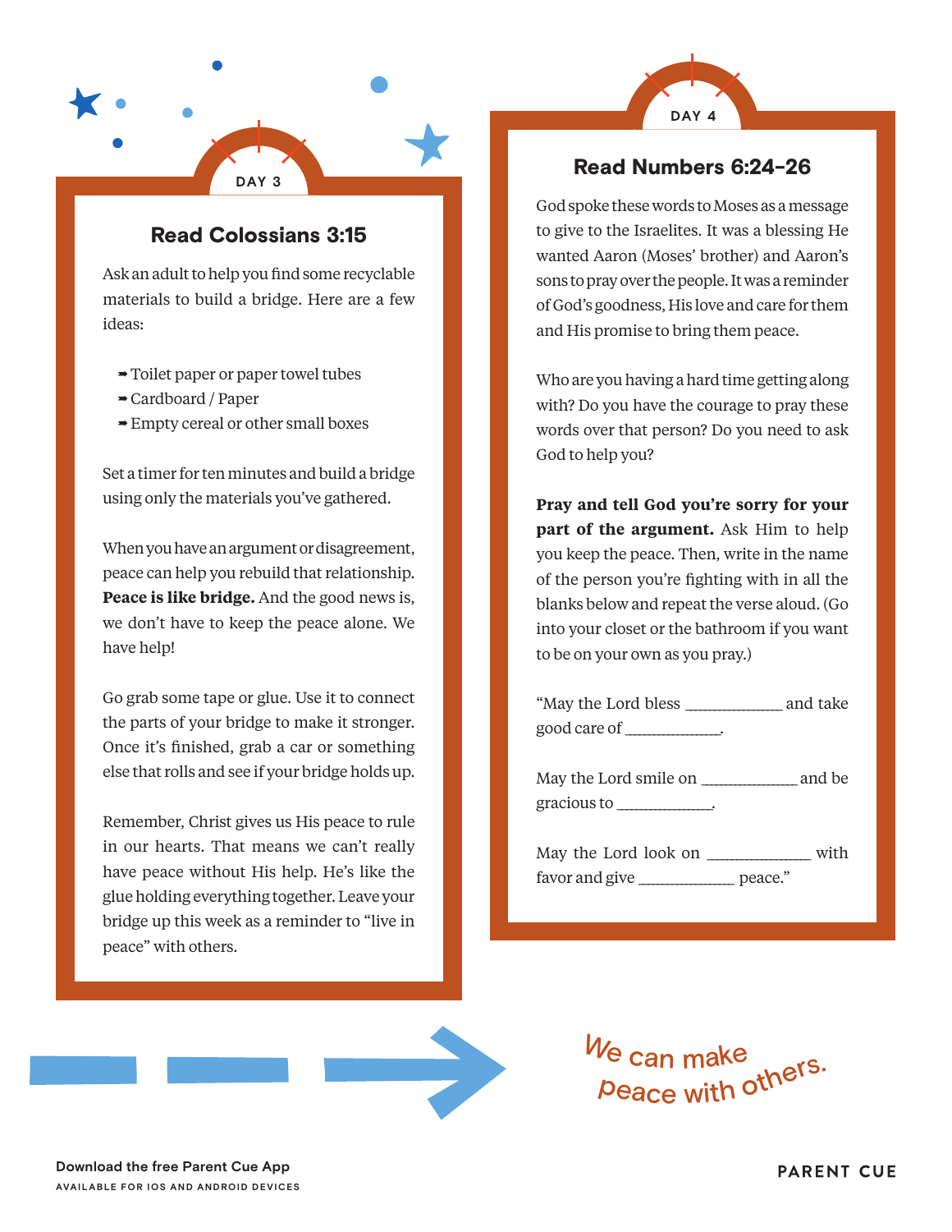## DAY 3

### Read Colossians 3:15

Ask an adult to help you find some recyclable materials to build a bridge. Here are a few ideas:

- Toilet paper or paper towel tubes
- Cardboard / Paper
- Empty cereal or other small boxes

Set a timer for ten minutes and build a bridge using only the materials you've gathered.

When you have an argument or disagreement, peace can help you rebuild that relationship. **Peace is like bridge.** And the good news is, we don't have to keep the peace alone. We have help!

Go grab some tape or glue. Use it to connect the parts of your bridge to make it stronger. Once it's finished, grab a car or something else that rolls and see if your bridge holds up.

Remember, Christ gives us His peace to rule in our hearts. That means we can't really have peace without His help. He's like the glue holding everything together. Leave your bridge up this week as a reminder to "live in peace" with others.

## DAY 4

### Read Numbers 6:24-26

God spoke these words to Moses as a message to give to the Israelites. It was a blessing He wanted Aaron (Moses' brother) and Aaron's sons to pray over the people. It was a reminder of God's goodness, His love and care for them and His promise to bring them peace.

Who are you having a hard time getting along with? Do you have the courage to pray these words over that person? Do you need to ask God to help you?

**Pray and tell God you're sorry for your part of the argument.** Ask Him to help you keep the peace. Then, write in the name of the person you're fighting with in all the blanks below and repeat the verse aloud. (Go into your closet or the bathroom if you want to be on your own as you pray.)

"May the Lord bless ____________ and take good care of ____________.

May the Lord smile on ____________ and be gracious to ____________.

May the Lord look on ____________ with favor and give ____________ peace."

We can make peace with others.

Download the free Parent Cue App

AVAILABLE FOR IOS AND ANDROID DEVICES

PARENT CUE